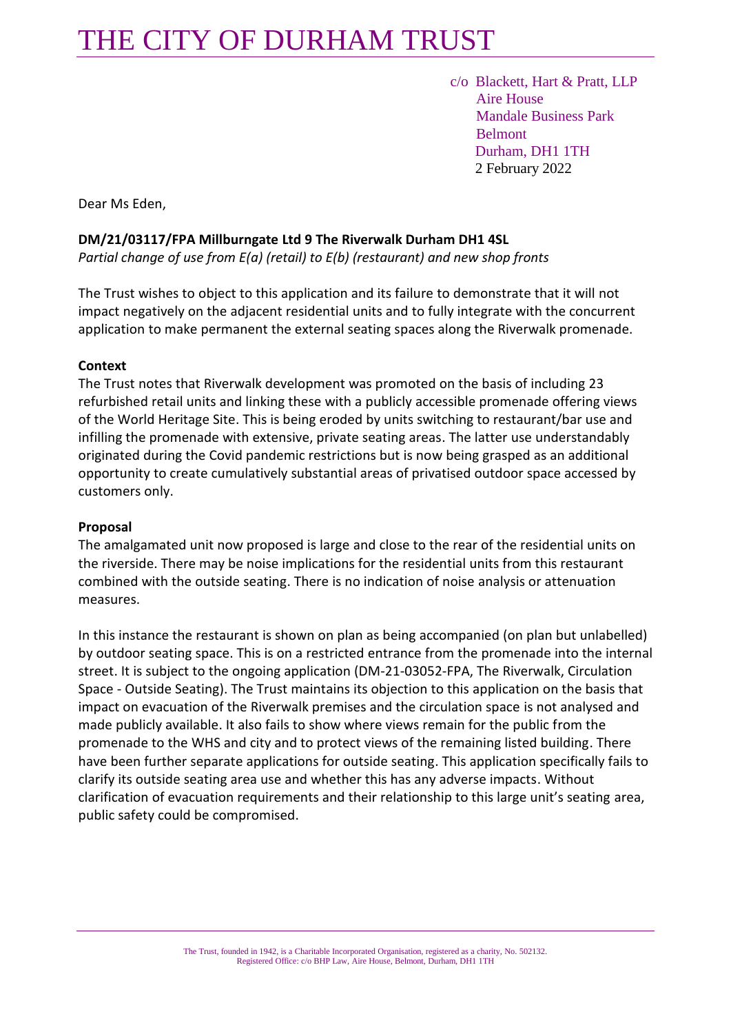# THE CITY OF DURHAM TRUST

c/o Blackett, Hart & Pratt, LLP
Aire House
Mandale Business Park
Belmont
Durham, DH1 1TH
2 February 2022

Dear Ms Eden,

**DM/21/03117/FPA Millburngate Ltd 9 The Riverwalk Durham DH1 4SL**
*Partial change of use from E(a) (retail) to E(b) (restaurant) and new shop fronts*

The Trust wishes to object to this application and its failure to demonstrate that it will not impact negatively on the adjacent residential units and to fully integrate with the concurrent application to make permanent the external seating spaces along the Riverwalk promenade.

**Context**
The Trust notes that Riverwalk development was promoted on the basis of including 23 refurbished retail units and linking these with a publicly accessible promenade offering views of the World Heritage Site. This is being eroded by units switching to restaurant/bar use and infilling the promenade with extensive, private seating areas. The latter use understandably originated during the Covid pandemic restrictions but is now being grasped as an additional opportunity to create cumulatively substantial areas of privatised outdoor space accessed by customers only.

**Proposal**
The amalgamated unit now proposed is large and close to the rear of the residential units on the riverside. There may be noise implications for the residential units from this restaurant combined with the outside seating. There is no indication of noise analysis or attenuation measures.

In this instance the restaurant is shown on plan as being accompanied (on plan but unlabelled) by outdoor seating space. This is on a restricted entrance from the promenade into the internal street. It is subject to the ongoing application (DM-21-03052-FPA, The Riverwalk, Circulation Space - Outside Seating). The Trust maintains its objection to this application on the basis that impact on evacuation of the Riverwalk premises and the circulation space is not analysed and made publicly available. It also fails to show where views remain for the public from the promenade to the WHS and city and to protect views of the remaining listed building. There have been further separate applications for outside seating. This application specifically fails to clarify its outside seating area use and whether this has any adverse impacts. Without clarification of evacuation requirements and their relationship to this large unit's seating area, public safety could be compromised.

The Trust, founded in 1942, is a Charitable Incorporated Organisation, registered as a charity, No. 502132.
Registered Office: c/o BHP Law, Aire House, Belmont, Durham, DH1 1TH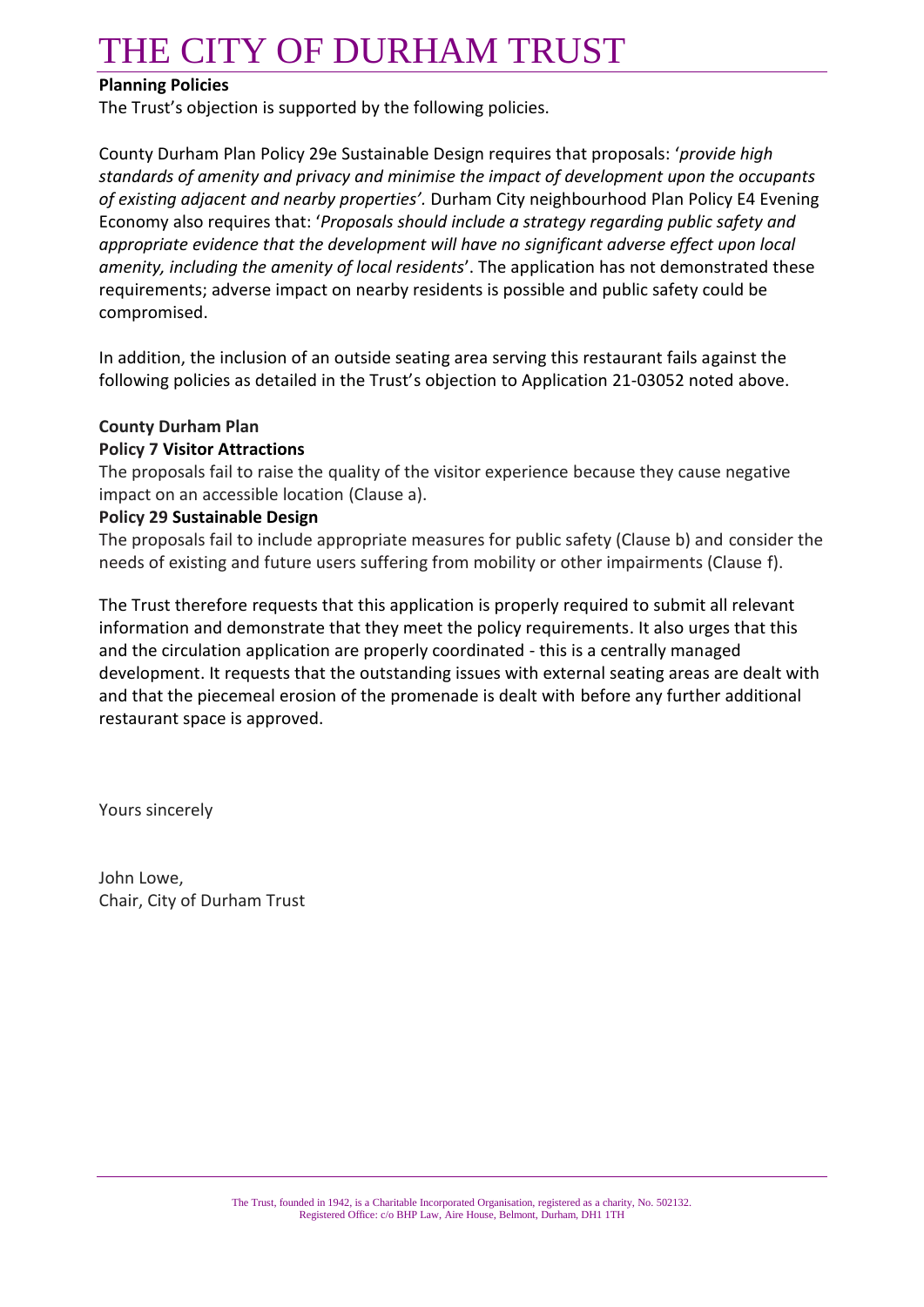**Planning Policies**

The Trust's objection is supported by the following policies.

County Durham Plan Policy 29e Sustainable Design requires that proposals: '*provide high standards of amenity and privacy and minimise the impact of development upon the occupants of existing adjacent and nearby properties'.* Durham City neighbourhood Plan Policy E4 Evening Economy also requires that: '*Proposals should include a strategy regarding public safety and appropriate evidence that the development will have no significant adverse effect upon local amenity, including the amenity of local residents*'. The application has not demonstrated these requirements; adverse impact on nearby residents is possible and public safety could be compromised.

In addition, the inclusion of an outside seating area serving this restaurant fails against the following policies as detailed in the Trust's objection to Application 21-03052 noted above.

**County Durham Plan**

**Policy 7 Visitor Attractions**

The proposals fail to raise the quality of the visitor experience because they cause negative impact on an accessible location (Clause a).

**Policy 29 Sustainable Design**

The proposals fail to include appropriate measures for public safety (Clause b) and consider the needs of existing and future users suffering from mobility or other impairments (Clause f).

The Trust therefore requests that this application is properly required to submit all relevant information and demonstrate that they meet the policy requirements. It also urges that this and the circulation application are properly coordinated - this is a centrally managed development. It requests that the outstanding issues with external seating areas are dealt with and that the piecemeal erosion of the promenade is dealt with before any further additional restaurant space is approved.

Yours sincerely

John Lowe,
Chair, City of Durham Trust

The Trust, founded in 1942, is a Charitable Incorporated Organisation, registered as a charity, No. 502132.
Registered Office: c/o BHP Law, Aire House, Belmont, Durham, DH1 1TH